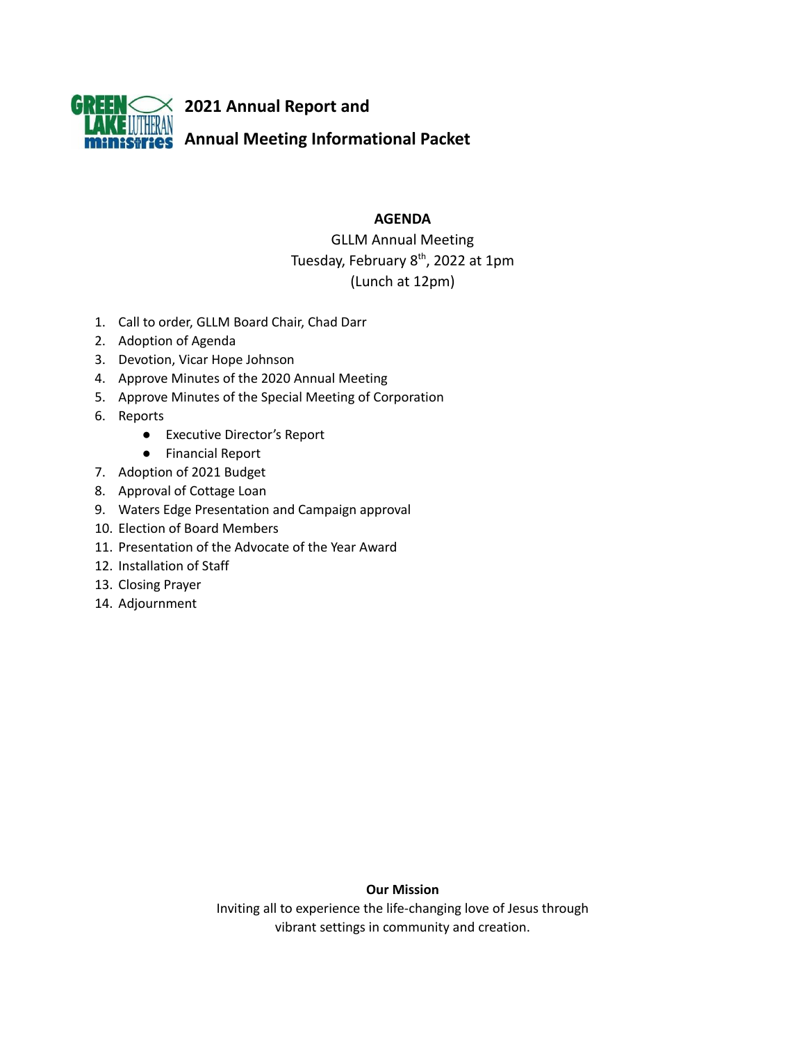# 2021 Annual Report and Annual Meeting Informational Packet

**AGENDA**

GLLM Annual Meeting
Tuesday, February 8th, 2022 at 1pm
(Lunch at 12pm)

1. Call to order, GLLM Board Chair, Chad Darr
2. Adoption of Agenda
3. Devotion, Vicar Hope Johnson
4. Approve Minutes of the 2020 Annual Meeting
5. Approve Minutes of the Special Meeting of Corporation
6. Reports
   - Executive Director's Report
   - Financial Report
7. Adoption of 2021 Budget
8. Approval of Cottage Loan
9. Waters Edge Presentation and Campaign approval
10. Election of Board Members
11. Presentation of the Advocate of the Year Award
12. Installation of Staff
13. Closing Prayer
14. Adjournment

**Our Mission**

Inviting all to experience the life-changing love of Jesus through vibrant settings in community and creation.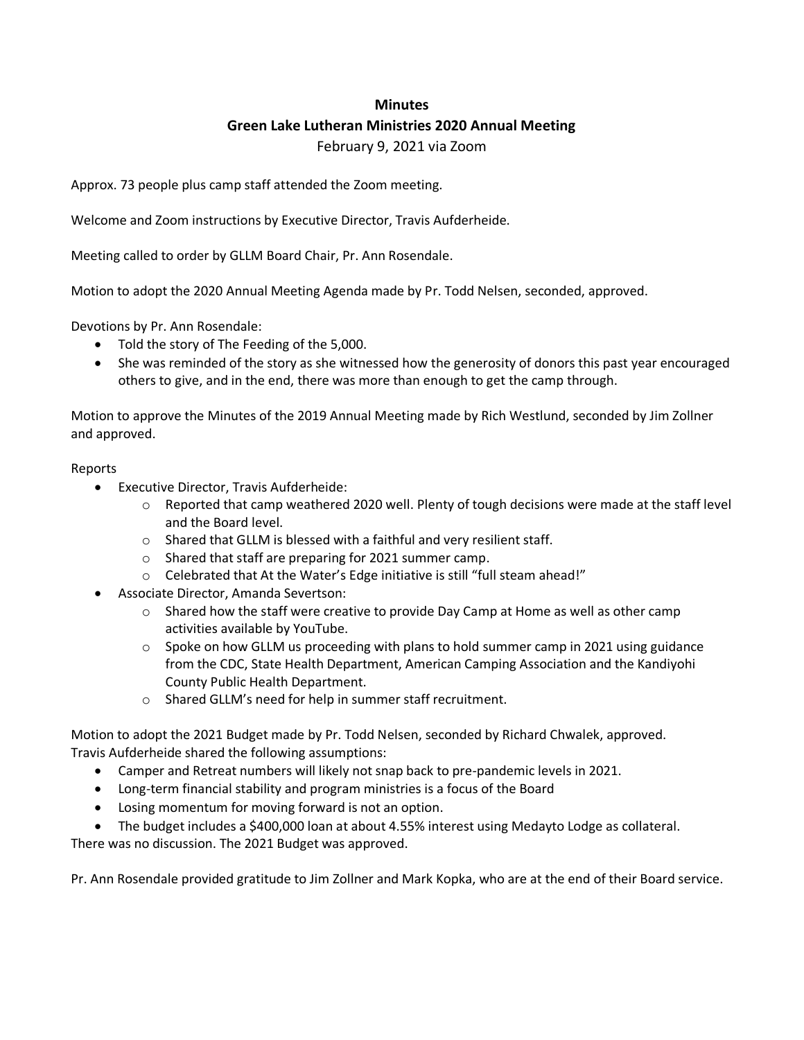# Minutes

## Green Lake Lutheran Ministries 2020 Annual Meeting

February 9, 2021 via Zoom

Approx. 73 people plus camp staff attended the Zoom meeting.

Welcome and Zoom instructions by Executive Director, Travis Aufderheide.

Meeting called to order by GLLM Board Chair, Pr. Ann Rosendale.

Motion to adopt the 2020 Annual Meeting Agenda made by Pr. Todd Nelsen, seconded, approved.

Devotions by Pr. Ann Rosendale:

- Told the story of The Feeding of the 5,000.
- She was reminded of the story as she witnessed how the generosity of donors this past year encouraged others to give, and in the end, there was more than enough to get the camp through.

Motion to approve the Minutes of the 2019 Annual Meeting made by Rich Westlund, seconded by Jim Zollner and approved.

Reports

- Executive Director, Travis Aufderheide:
  - Reported that camp weathered 2020 well. Plenty of tough decisions were made at the staff level and the Board level.
  - Shared that GLLM is blessed with a faithful and very resilient staff.
  - Shared that staff are preparing for 2021 summer camp.
  - Celebrated that At the Water's Edge initiative is still "full steam ahead!"
- Associate Director, Amanda Severtson:
  - Shared how the staff were creative to provide Day Camp at Home as well as other camp activities available by YouTube.
  - Spoke on how GLLM us proceeding with plans to hold summer camp in 2021 using guidance from the CDC, State Health Department, American Camping Association and the Kandiyohi County Public Health Department.
  - Shared GLLM's need for help in summer staff recruitment.

Motion to adopt the 2021 Budget made by Pr. Todd Nelsen, seconded by Richard Chwalek, approved.
Travis Aufderheide shared the following assumptions:

- Camper and Retreat numbers will likely not snap back to pre-pandemic levels in 2021.
- Long-term financial stability and program ministries is a focus of the Board
- Losing momentum for moving forward is not an option.
- The budget includes a $400,000 loan at about 4.55% interest using Medayto Lodge as collateral.

There was no discussion. The 2021 Budget was approved.

Pr. Ann Rosendale provided gratitude to Jim Zollner and Mark Kopka, who are at the end of their Board service.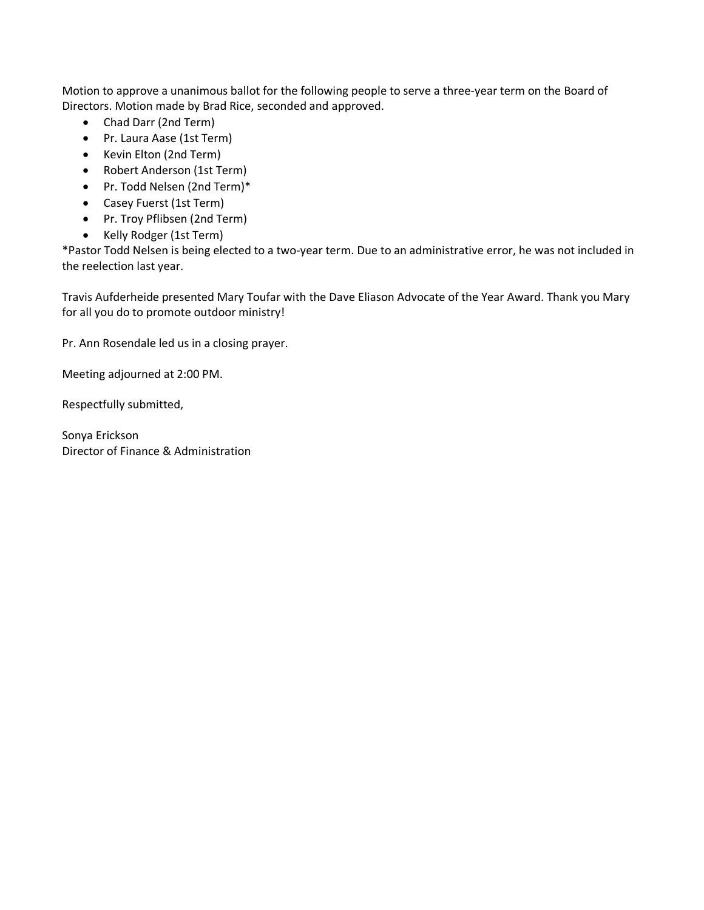Motion to approve a unanimous ballot for the following people to serve a three-year term on the Board of Directors. Motion made by Brad Rice, seconded and approved.

- Chad Darr (2nd Term)
- Pr. Laura Aase (1st Term)
- Kevin Elton (2nd Term)
- Robert Anderson (1st Term)
- Pr. Todd Nelsen (2nd Term)*
- Casey Fuerst (1st Term)
- Pr. Troy Pflibsen (2nd Term)
- Kelly Rodger (1st Term)

*Pastor Todd Nelsen is being elected to a two-year term. Due to an administrative error, he was not included in the reelection last year.

Travis Aufderheide presented Mary Toufar with the Dave Eliason Advocate of the Year Award. Thank you Mary for all you do to promote outdoor ministry!

Pr. Ann Rosendale led us in a closing prayer.

Meeting adjourned at 2:00 PM.

Respectfully submitted,

Sonya Erickson
Director of Finance & Administration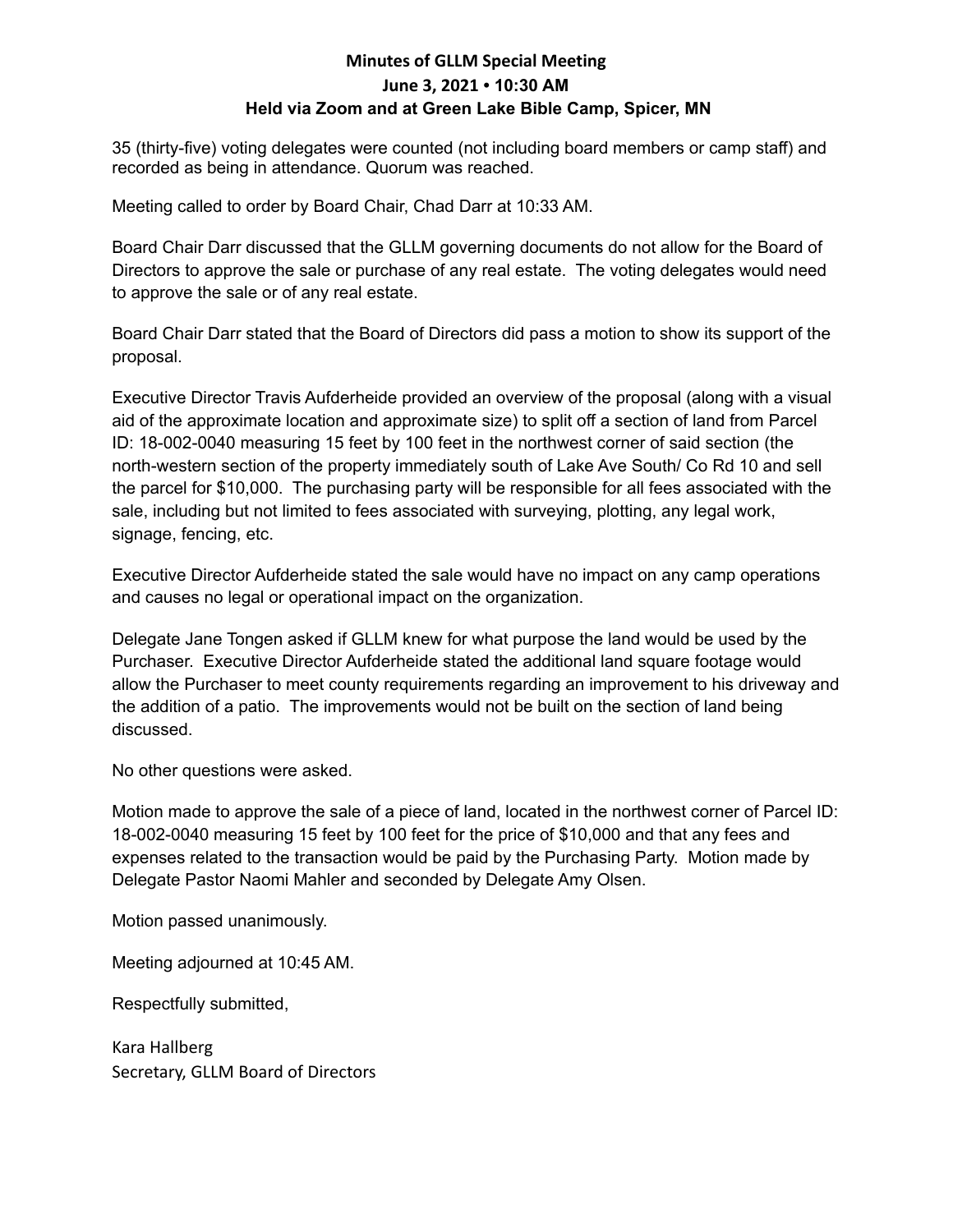# Minutes of GLLM Special Meeting
## June 3, 2021 • 10:30 AM
## Held via Zoom and at Green Lake Bible Camp, Spicer, MN

35 (thirty-five) voting delegates were counted (not including board members or camp staff) and recorded as being in attendance. Quorum was reached.

Meeting called to order by Board Chair, Chad Darr at 10:33 AM.

Board Chair Darr discussed that the GLLM governing documents do not allow for the Board of Directors to approve the sale or purchase of any real estate. The voting delegates would need to approve the sale or of any real estate.

Board Chair Darr stated that the Board of Directors did pass a motion to show its support of the proposal.

Executive Director Travis Aufderheide provided an overview of the proposal (along with a visual aid of the approximate location and approximate size) to split off a section of land from Parcel ID: 18-002-0040 measuring 15 feet by 100 feet in the northwest corner of said section (the north-western section of the property immediately south of Lake Ave South/ Co Rd 10 and sell the parcel for $10,000. The purchasing party will be responsible for all fees associated with the sale, including but not limited to fees associated with surveying, plotting, any legal work, signage, fencing, etc.

Executive Director Aufderheide stated the sale would have no impact on any camp operations and causes no legal or operational impact on the organization.

Delegate Jane Tongen asked if GLLM knew for what purpose the land would be used by the Purchaser. Executive Director Aufderheide stated the additional land square footage would allow the Purchaser to meet county requirements regarding an improvement to his driveway and the addition of a patio. The improvements would not be built on the section of land being discussed.

No other questions were asked.

Motion made to approve the sale of a piece of land, located in the northwest corner of Parcel ID: 18-002-0040 measuring 15 feet by 100 feet for the price of $10,000 and that any fees and expenses related to the transaction would be paid by the Purchasing Party. Motion made by Delegate Pastor Naomi Mahler and seconded by Delegate Amy Olsen.

Motion passed unanimously.

Meeting adjourned at 10:45 AM.

Respectfully submitted,

Kara Hallberg
Secretary, GLLM Board of Directors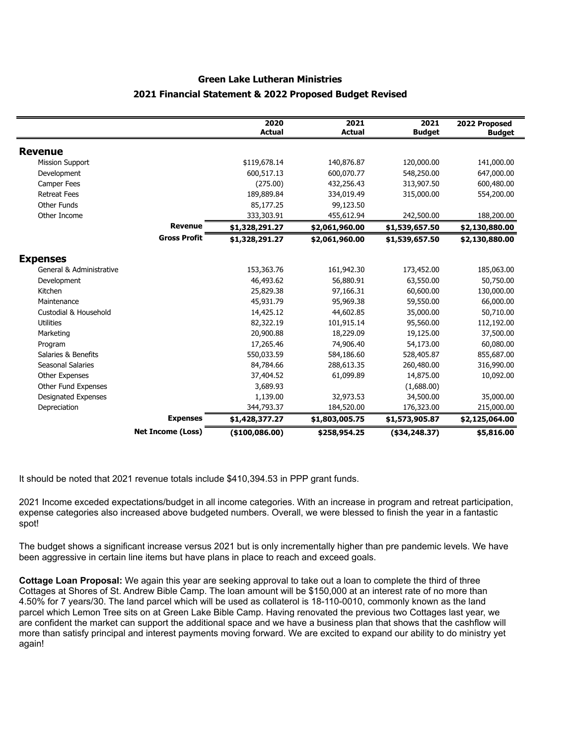## Green Lake Lutheran Ministries

## 2021 Financial Statement & 2022 Proposed Budget Revised

| | 2020 Actual | 2021 Actual | 2021 Budget | 2022 Proposed Budget |
|---|---|---|---|---|
| **Revenue** | | | | |
| Mission Support | $119,678.14 | 140,876.87 | 120,000.00 | 141,000.00 |
| Development | 600,517.13 | 600,070.77 | 548,250.00 | 647,000.00 |
| Camper Fees | (275.00) | 432,256.43 | 313,907.50 | 600,480.00 |
| Retreat Fees | 189,889.84 | 334,019.49 | 315,000.00 | 554,200.00 |
| Other Funds | 85,177.25 | 99,123.50 | | |
| Other Income | 333,303.91 | 455,612.94 | 242,500.00 | 188,200.00 |
| **Revenue** | **$1,328,291.27** | **$2,061,960.00** | **$1,539,657.50** | **$2,130,880.00** |
| **Gross Profit** | **$1,328,291.27** | **$2,061,960.00** | **$1,539,657.50** | **$2,130,880.00** |
| **Expenses** | | | | |
| General & Administrative | 153,363.76 | 161,942.30 | 173,452.00 | 185,063.00 |
| Development | 46,493.62 | 56,880.91 | 63,550.00 | 50,750.00 |
| Kitchen | 25,829.38 | 97,166.31 | 60,600.00 | 130,000.00 |
| Maintenance | 45,931.79 | 95,969.38 | 59,550.00 | 66,000.00 |
| Custodial & Household | 14,425.12 | 44,602.85 | 35,000.00 | 50,710.00 |
| Utilities | 82,322.19 | 101,915.14 | 95,560.00 | 112,192.00 |
| Marketing | 20,900.88 | 18,229.09 | 19,125.00 | 37,500.00 |
| Program | 17,265.46 | 74,906.40 | 54,173.00 | 60,080.00 |
| Salaries & Benefits | 550,033.59 | 584,186.60 | 528,405.87 | 855,687.00 |
| Seasonal Salaries | 84,784.66 | 288,613.35 | 260,480.00 | 316,990.00 |
| Other Expenses | 37,404.52 | 61,099.89 | 14,875.00 | 10,092.00 |
| Other Fund Expenses | 3,689.93 | | (1,688.00) | |
| Designated Expenses | 1,139.00 | 32,973.53 | 34,500.00 | 35,000.00 |
| Depreciation | 344,793.37 | 184,520.00 | 176,323.00 | 215,000.00 |
| **Expenses** | **$1,428,377.27** | **$1,803,005.75** | **$1,573,905.87** | **$2,125,064.00** |
| **Net Income (Loss)** | **($100,086.00)** | **$258,954.25** | **($34,248.37)** | **$5,816.00** |

It should be noted that 2021 revenue totals include $410,394.53 in PPP grant funds.

2021 Income exceded expectations/budget in all income categories. With an increase in program and retreat participation, expense categories also increased above budgeted numbers. Overall, we were blessed to finish the year in a fantastic spot!

The budget shows a significant increase versus 2021 but is only incrementally higher than pre pandemic levels. We have been aggressive in certain line items but have plans in place to reach and exceed goals.

**Cottage Loan Proposal:** We again this year are seeking approval to take out a loan to complete the third of three Cottages at Shores of St. Andrew Bible Camp. The loan amount will be $150,000 at an interest rate of no more than 4.50% for 7 years/30. The land parcel which will be used as collaterol is 18-110-0010, commonly known as the land parcel which Lemon Tree sits on at Green Lake Bible Camp. Having renovated the previous two Cottages last year, we are confident the market can support the additional space and we have a business plan that shows that the cashflow will more than satisfy principal and interest payments moving forward. We are excited to expand our ability to do ministry yet again!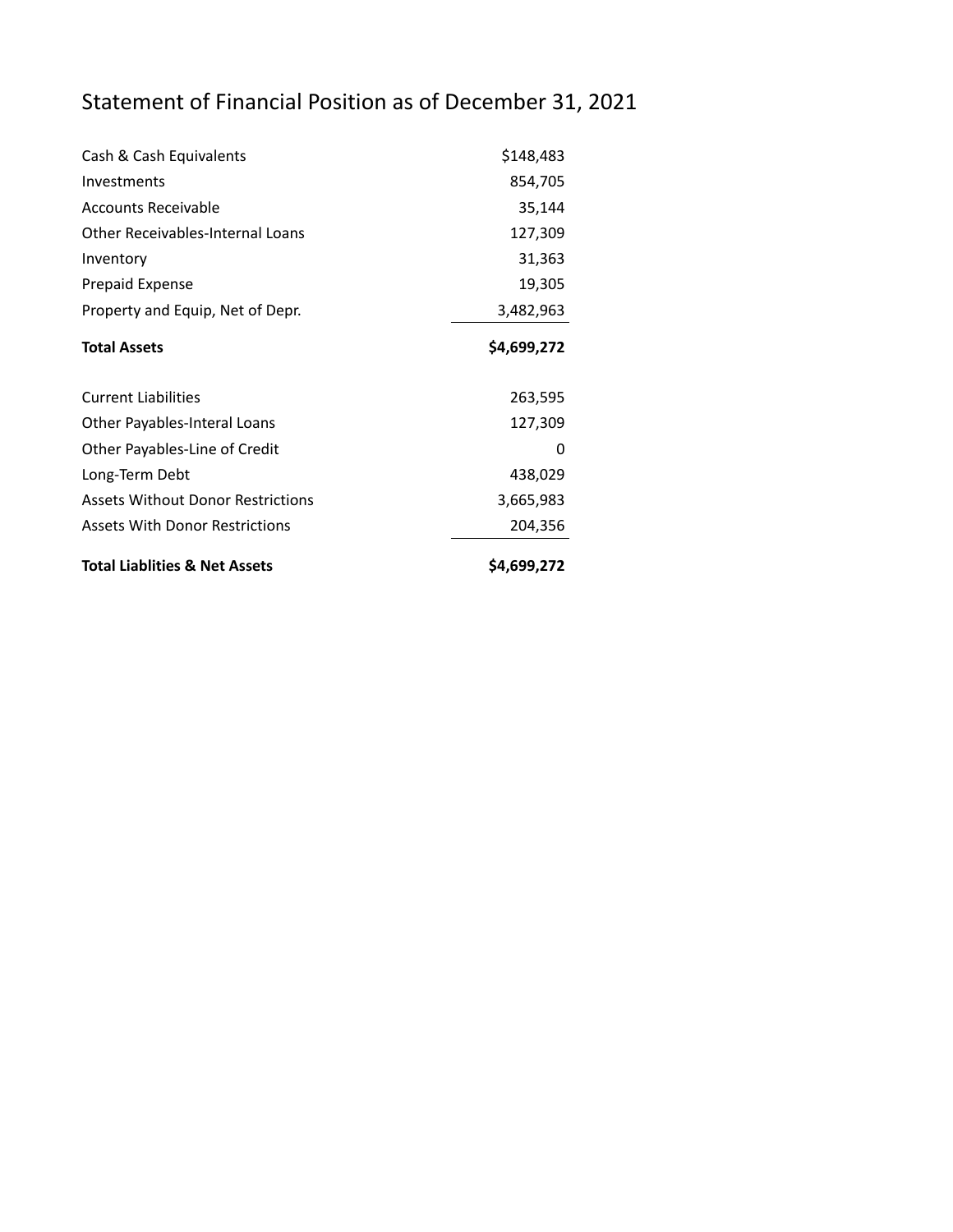# Statement of Financial Position as of December 31, 2021

| | |
|---|---:|
| Cash & Cash Equivalents | $148,483 |
| Investments | 854,705 |
| Accounts Receivable | 35,144 |
| Other Receivables-Internal Loans | 127,309 |
| Inventory | 31,363 |
| Prepaid Expense | 19,305 |
| Property and Equip, Net of Depr. | 3,482,963 |
| **Total Assets** | **$4,699,272** |
| | |
| Current Liabilities | 263,595 |
| Other Payables-Interal Loans | 127,309 |
| Other Payables-Line of Credit | 0 |
| Long-Term Debt | 438,029 |
| Assets Without Donor Restrictions | 3,665,983 |
| Assets With Donor Restrictions | 204,356 |
| **Total Liablities & Net Assets** | **$4,699,272** |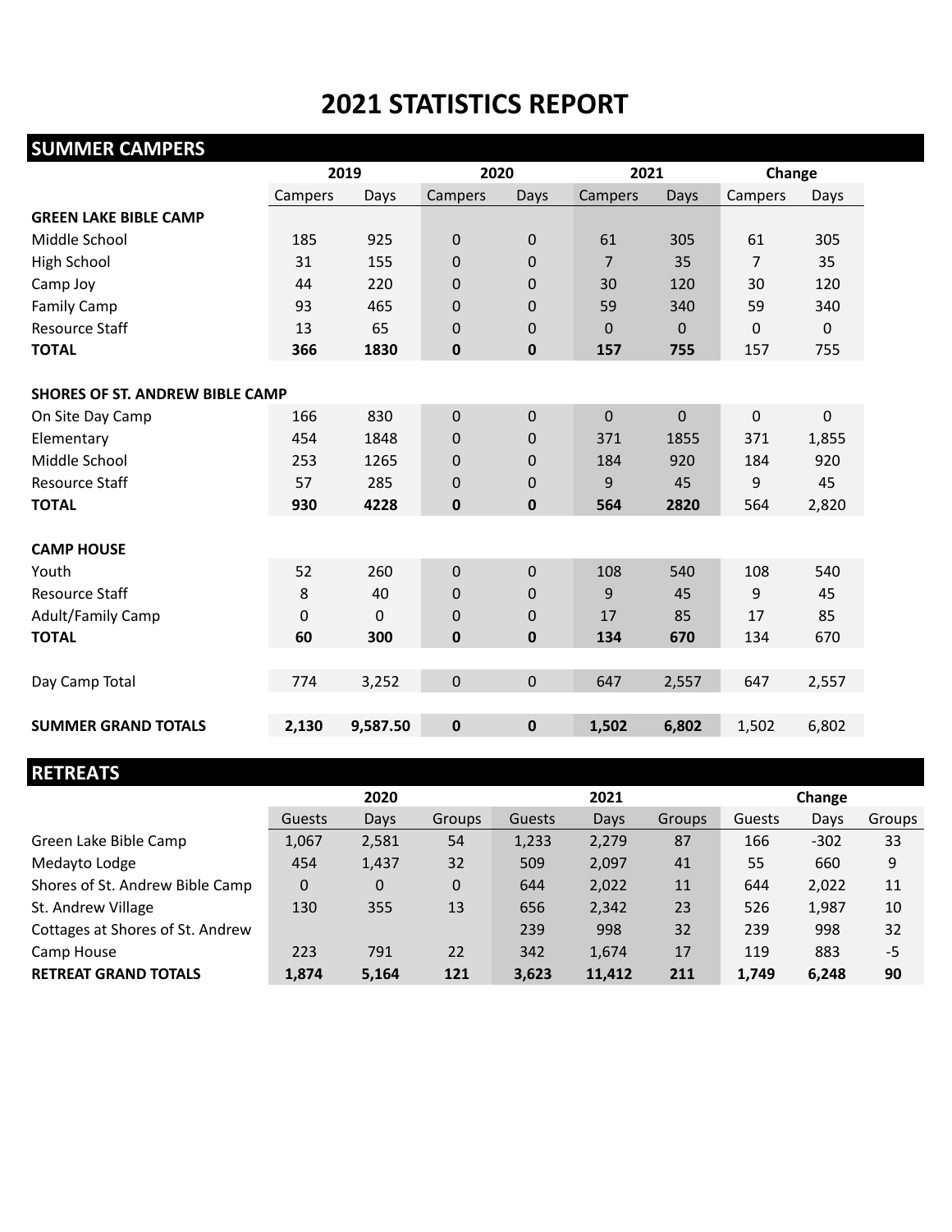# 2021 STATISTICS REPORT

## SUMMER CAMPERS

| | 2019 | | 2020 | | 2021 | | Change | |
|---|---|---|---|---|---|---|---|---|
| | Campers | Days | Campers | Days | Campers | Days | Campers | Days |
| **GREEN LAKE BIBLE CAMP** | | | | | | | | |
| Middle School | 185 | 925 | 0 | 0 | 61 | 305 | 61 | 305 |
| High School | 31 | 155 | 0 | 0 | 7 | 35 | 7 | 35 |
| Camp Joy | 44 | 220 | 0 | 0 | 30 | 120 | 30 | 120 |
| Family Camp | 93 | 465 | 0 | 0 | 59 | 340 | 59 | 340 |
| Resource Staff | 13 | 65 | 0 | 0 | 0 | 0 | 0 | 0 |
| **TOTAL** | **366** | **1830** | **0** | **0** | **157** | **755** | 157 | 755 |
| | | | | | | | | |
| **SHORES OF ST. ANDREW BIBLE CAMP** | | | | | | | | |
| On Site Day Camp | 166 | 830 | 0 | 0 | 0 | 0 | 0 | 0 |
| Elementary | 454 | 1848 | 0 | 0 | 371 | 1855 | 371 | 1,855 |
| Middle School | 253 | 1265 | 0 | 0 | 184 | 920 | 184 | 920 |
| Resource Staff | 57 | 285 | 0 | 0 | 9 | 45 | 9 | 45 |
| **TOTAL** | **930** | **4228** | **0** | **0** | **564** | **2820** | 564 | 2,820 |
| | | | | | | | | |
| **CAMP HOUSE** | | | | | | | | |
| Youth | 52 | 260 | 0 | 0 | 108 | 540 | 108 | 540 |
| Resource Staff | 8 | 40 | 0 | 0 | 9 | 45 | 9 | 45 |
| Adult/Family Camp | 0 | 0 | 0 | 0 | 17 | 85 | 17 | 85 |
| **TOTAL** | **60** | **300** | **0** | **0** | **134** | **670** | 134 | 670 |
| | | | | | | | | |
| Day Camp Total | 774 | 3,252 | 0 | 0 | 647 | 2,557 | 647 | 2,557 |
| | | | | | | | | |
| **SUMMER GRAND TOTALS** | **2,130** | **9,587.50** | **0** | **0** | **1,502** | **6,802** | 1,502 | 6,802 |

## RETREATS

| | 2020 | | | 2021 | | | Change | | |
|---|---|---|---|---|---|---|---|---|---|
| | Guests | Days | Groups | Guests | Days | Groups | Guests | Days | Groups |
| Green Lake Bible Camp | 1,067 | 2,581 | 54 | 1,233 | 2,279 | 87 | 166 | -302 | 33 |
| Medayto Lodge | 454 | 1,437 | 32 | 509 | 2,097 | 41 | 55 | 660 | 9 |
| Shores of St. Andrew Bible Camp | 0 | 0 | 0 | 644 | 2,022 | 11 | 644 | 2,022 | 11 |
| St. Andrew Village | 130 | 355 | 13 | 656 | 2,342 | 23 | 526 | 1,987 | 10 |
| Cottages at Shores of St. Andrew | | | | 239 | 998 | 32 | 239 | 998 | 32 |
| Camp House | 223 | 791 | 22 | 342 | 1,674 | 17 | 119 | 883 | -5 |
| **RETREAT GRAND TOTALS** | **1,874** | **5,164** | **121** | **3,623** | **11,412** | **211** | **1,749** | **6,248** | **90** |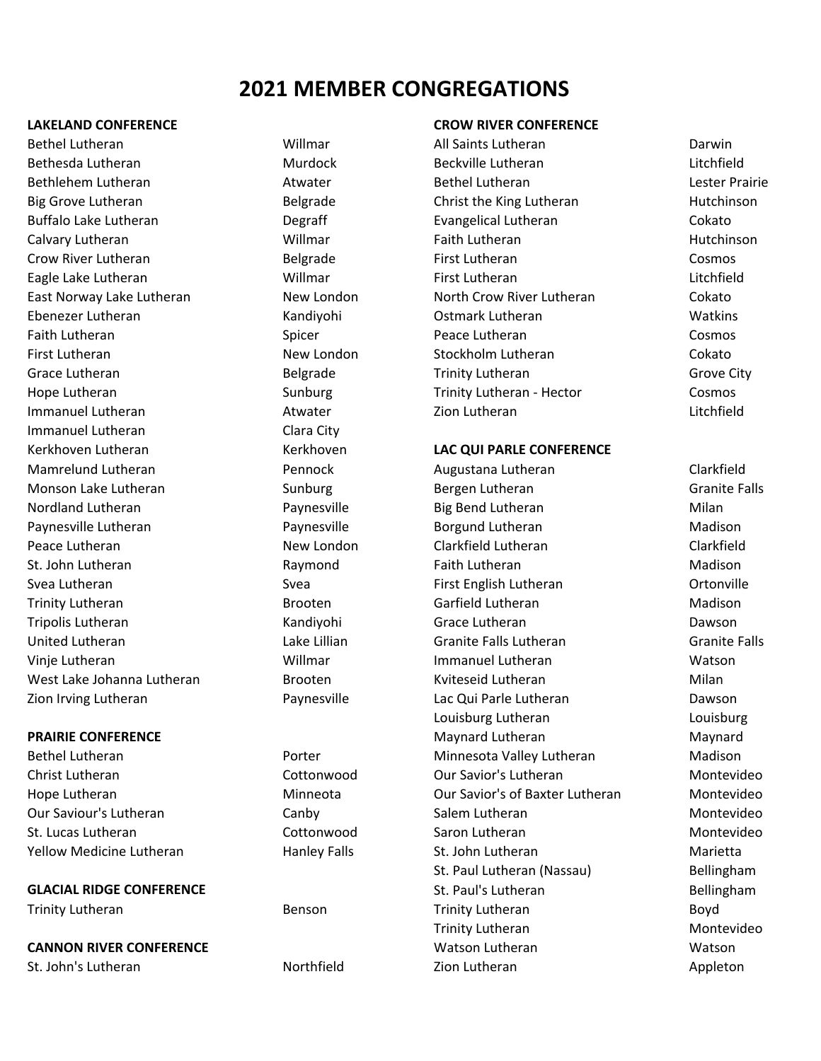# 2021 MEMBER CONGREGATIONS

## LAKELAND CONFERENCE

| Congregation | City |
|---|---|
| Bethel Lutheran | Willmar |
| Bethesda Lutheran | Murdock |
| Bethlehem Lutheran | Atwater |
| Big Grove Lutheran | Belgrade |
| Buffalo Lake Lutheran | Degraff |
| Calvary Lutheran | Willmar |
| Crow River Lutheran | Belgrade |
| Eagle Lake Lutheran | Willmar |
| East Norway Lake Lutheran | New London |
| Ebenezer Lutheran | Kandiyohi |
| Faith Lutheran | Spicer |
| First Lutheran | New London |
| Grace Lutheran | Belgrade |
| Hope Lutheran | Sunburg |
| Immanuel Lutheran | Atwater |
| Immanuel Lutheran | Clara City |
| Kerkhoven Lutheran | Kerkhoven |
| Mamrelund Lutheran | Pennock |
| Monson Lake Lutheran | Sunburg |
| Nordland Lutheran | Paynesville |
| Paynesville Lutheran | Paynesville |
| Peace Lutheran | New London |
| St. John Lutheran | Raymond |
| Svea Lutheran | Svea |
| Trinity Lutheran | Brooten |
| Tripolis Lutheran | Kandiyohi |
| United Lutheran | Lake Lillian |
| Vinje Lutheran | Willmar |
| West Lake Johanna Lutheran | Brooten |
| Zion Irving Lutheran | Paynesville |

## PRAIRIE CONFERENCE

| Congregation | City |
|---|---|
| Bethel Lutheran | Porter |
| Christ Lutheran | Cottonwood |
| Hope Lutheran | Minneota |
| Our Saviour's Lutheran | Canby |
| St. Lucas Lutheran | Cottonwood |
| Yellow Medicine Lutheran | Hanley Falls |

## GLACIAL RIDGE CONFERENCE

| Congregation | City |
|---|---|
| Trinity Lutheran | Benson |

## CANNON RIVER CONFERENCE

| Congregation | City |
|---|---|
| St. John's Lutheran | Northfield |

## CROW RIVER CONFERENCE

| Congregation | City |
|---|---|
| All Saints Lutheran | Darwin |
| Beckville Lutheran | Litchfield |
| Bethel Lutheran | Lester Prairie |
| Christ the King Lutheran | Hutchinson |
| Evangelical Lutheran | Cokato |
| Faith Lutheran | Hutchinson |
| First Lutheran | Cosmos |
| First Lutheran | Litchfield |
| North Crow River Lutheran | Cokato |
| Ostmark Lutheran | Watkins |
| Peace Lutheran | Cosmos |
| Stockholm Lutheran | Cokato |
| Trinity Lutheran | Grove City |
| Trinity Lutheran - Hector | Cosmos |
| Zion Lutheran | Litchfield |

## LAC QUI PARLE CONFERENCE

| Congregation | City |
|---|---|
| Augustana Lutheran | Clarkfield |
| Bergen Lutheran | Granite Falls |
| Big Bend Lutheran | Milan |
| Borgund Lutheran | Madison |
| Clarkfield Lutheran | Clarkfield |
| Faith Lutheran | Madison |
| First English Lutheran | Ortonville |
| Garfield Lutheran | Madison |
| Grace Lutheran | Dawson |
| Granite Falls Lutheran | Granite Falls |
| Immanuel Lutheran | Watson |
| Kviteseid Lutheran | Milan |
| Lac Qui Parle Lutheran | Dawson |
| Louisburg Lutheran | Louisburg |
| Maynard Lutheran | Maynard |
| Minnesota Valley Lutheran | Madison |
| Our Savior's Lutheran | Montevideo |
| Our Savior's of Baxter Lutheran | Montevideo |
| Salem Lutheran | Montevideo |
| Saron Lutheran | Montevideo |
| St. John Lutheran | Marietta |
| St. Paul Lutheran (Nassau) | Bellingham |
| St. Paul's Lutheran | Bellingham |
| Trinity Lutheran | Boyd |
| Trinity Lutheran | Montevideo |
| Watson Lutheran | Watson |
| Zion Lutheran | Appleton |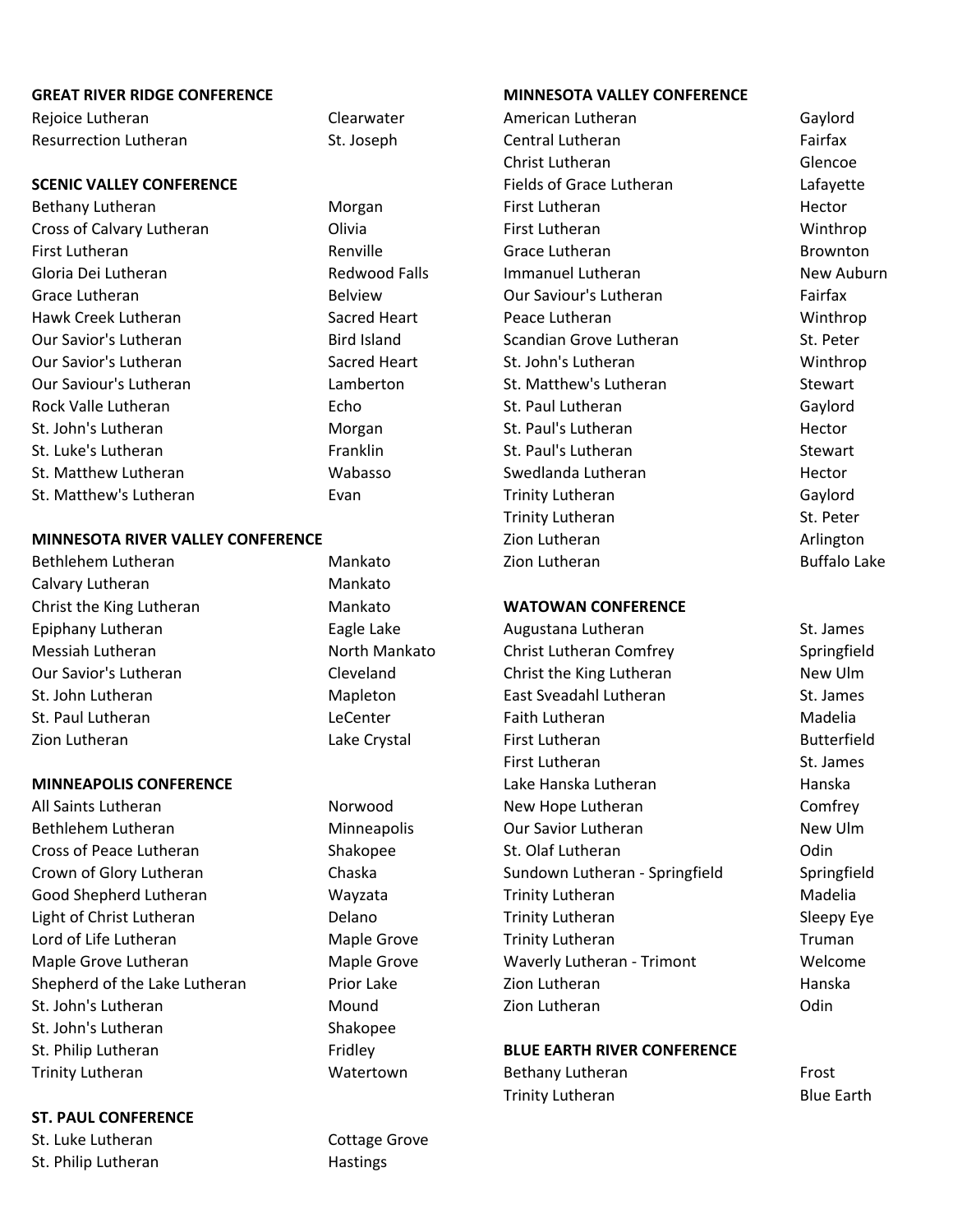**GREAT RIVER RIDGE CONFERENCE**

| | |
|---|---|
| Rejoice Lutheran | Clearwater |
| Resurrection Lutheran | St. Joseph |

**SCENIC VALLEY CONFERENCE**

| | |
|---|---|
| Bethany Lutheran | Morgan |
| Cross of Calvary Lutheran | Olivia |
| First Lutheran | Renville |
| Gloria Dei Lutheran | Redwood Falls |
| Grace Lutheran | Belview |
| Hawk Creek Lutheran | Sacred Heart |
| Our Savior's Lutheran | Bird Island |
| Our Savior's Lutheran | Sacred Heart |
| Our Saviour's Lutheran | Lamberton |
| Rock Valle Lutheran | Echo |
| St. John's Lutheran | Morgan |
| St. Luke's Lutheran | Franklin |
| St. Matthew Lutheran | Wabasso |
| St. Matthew's Lutheran | Evan |

**MINNESOTA RIVER VALLEY CONFERENCE**

| | |
|---|---|
| Bethlehem Lutheran | Mankato |
| Calvary Lutheran | Mankato |
| Christ the King Lutheran | Mankato |
| Epiphany Lutheran | Eagle Lake |
| Messiah Lutheran | North Mankato |
| Our Savior's Lutheran | Cleveland |
| St. John Lutheran | Mapleton |
| St. Paul Lutheran | LeCenter |
| Zion Lutheran | Lake Crystal |

**MINNEAPOLIS CONFERENCE**

| | |
|---|---|
| All Saints Lutheran | Norwood |
| Bethlehem Lutheran | Minneapolis |
| Cross of Peace Lutheran | Shakopee |
| Crown of Glory Lutheran | Chaska |
| Good Shepherd Lutheran | Wayzata |
| Light of Christ Lutheran | Delano |
| Lord of Life Lutheran | Maple Grove |
| Maple Grove Lutheran | Maple Grove |
| Shepherd of the Lake Lutheran | Prior Lake |
| St. John's Lutheran | Mound |
| St. John's Lutheran | Shakopee |
| St. Philip Lutheran | Fridley |
| Trinity Lutheran | Watertown |

**ST. PAUL CONFERENCE**

| | |
|---|---|
| St. Luke Lutheran | Cottage Grove |
| St. Philip Lutheran | Hastings |

**MINNESOTA VALLEY CONFERENCE**

| | |
|---|---|
| American Lutheran | Gaylord |
| Central Lutheran | Fairfax |
| Christ Lutheran | Glencoe |
| Fields of Grace Lutheran | Lafayette |
| First Lutheran | Hector |
| First Lutheran | Winthrop |
| Grace Lutheran | Brownton |
| Immanuel Lutheran | New Auburn |
| Our Saviour's Lutheran | Fairfax |
| Peace Lutheran | Winthrop |
| Scandian Grove Lutheran | St. Peter |
| St. John's Lutheran | Winthrop |
| St. Matthew's Lutheran | Stewart |
| St. Paul Lutheran | Gaylord |
| St. Paul's Lutheran | Hector |
| St. Paul's Lutheran | Stewart |
| Swedlanda Lutheran | Hector |
| Trinity Lutheran | Gaylord |
| Trinity Lutheran | St. Peter |
| Zion Lutheran | Arlington |
| Zion Lutheran | Buffalo Lake |

**WATOWAN CONFERENCE**

| | |
|---|---|
| Augustana Lutheran | St. James |
| Christ Lutheran Comfrey | Springfield |
| Christ the King Lutheran | New Ulm |
| East Sveadahl Lutheran | St. James |
| Faith Lutheran | Madelia |
| First Lutheran | Butterfield |
| First Lutheran | St. James |
| Lake Hanska Lutheran | Hanska |
| New Hope Lutheran | Comfrey |
| Our Savior Lutheran | New Ulm |
| St. Olaf Lutheran | Odin |
| Sundown Lutheran - Springfield | Springfield |
| Trinity Lutheran | Madelia |
| Trinity Lutheran | Sleepy Eye |
| Trinity Lutheran | Truman |
| Waverly Lutheran - Trimont | Welcome |
| Zion Lutheran | Hanska |
| Zion Lutheran | Odin |

**BLUE EARTH RIVER CONFERENCE**

| | |
|---|---|
| Bethany Lutheran | Frost |
| Trinity Lutheran | Blue Earth |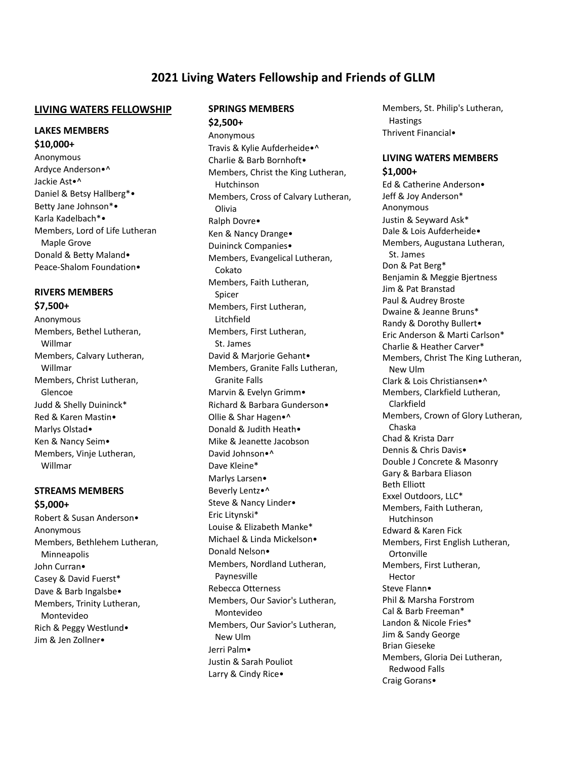# 2021 Living Waters Fellowship and Friends of GLLM

## LIVING WATERS FELLOWSHIP

### LAKES MEMBERS
**$10,000+**

Anonymous
Ardyce Anderson•^
Jackie Ast•^
Daniel & Betsy Hallberg*•
Betty Jane Johnson*•
Karla Kadelbach*•
Members, Lord of Life Lutheran
  Maple Grove
Donald & Betty Maland•
Peace-Shalom Foundation•

### RIVERS MEMBERS
**$7,500+**

Anonymous
Members, Bethel Lutheran,
  Willmar
Members, Calvary Lutheran,
  Willmar
Members, Christ Lutheran,
  Glencoe
Judd & Shelly Duininck*
Red & Karen Mastin•
Marlys Olstad•
Ken & Nancy Seim•
Members, Vinje Lutheran,
  Willmar

### STREAMS MEMBERS
**$5,000+**

Robert & Susan Anderson•
Anonymous
Members, Bethlehem Lutheran,
  Minneapolis
John Curran•
Casey & David Fuerst*
Dave & Barb Ingalsbe•
Members, Trinity Lutheran,
  Montevideo
Rich & Peggy Westlund•
Jim & Jen Zollner•

### SPRINGS MEMBERS
**$2,500+**

Anonymous
Travis & Kylie Aufderheide•^
Charlie & Barb Bornhoft•
Members, Christ the King Lutheran,
  Hutchinson
Members, Cross of Calvary Lutheran,
  Olivia
Ralph Dovre•
Ken & Nancy Drange•
Duininck Companies•
Members, Evangelical Lutheran,
  Cokato
Members, Faith Lutheran,
  Spicer
Members, First Lutheran,
  Litchfield
Members, First Lutheran,
  St. James
David & Marjorie Gehant•
Members, Granite Falls Lutheran,
  Granite Falls
Marvin & Evelyn Grimm•
Richard & Barbara Gunderson•
Ollie & Shar Hagen•^
Donald & Judith Heath•
Mike & Jeanette Jacobson
David Johnson•^
Dave Kleine*
Marlys Larsen•
Beverly Lentz•^
Steve & Nancy Linder•
Eric Litynski*
Louise & Elizabeth Manke*
Michael & Linda Mickelson•
Donald Nelson•
Members, Nordland Lutheran,
  Paynesville
Rebecca Otterness
Members, Our Savior's Lutheran,
  Montevideo
Members, Our Savior's Lutheran,
  New Ulm
Jerri Palm•
Justin & Sarah Pouliot
Larry & Cindy Rice•
Members, St. Philip's Lutheran,
  Hastings
Thrivent Financial•

### LIVING WATERS MEMBERS
**$1,000+**

Ed & Catherine Anderson•
Jeff & Joy Anderson*
Anonymous
Justin & Seyward Ask*
Dale & Lois Aufderheide•
Members, Augustana Lutheran,
  St. James
Don & Pat Berg*
Benjamin & Meggie Bjertness
Jim & Pat Branstad
Paul & Audrey Broste
Dwaine & Jeanne Bruns*
Randy & Dorothy Bullert•
Eric Anderson & Marti Carlson*
Charlie & Heather Carver*
Members, Christ The King Lutheran,
  New Ulm
Clark & Lois Christiansen•^
Members, Clarkfield Lutheran,
  Clarkfield
Members, Crown of Glory Lutheran,
  Chaska
Chad & Krista Darr
Dennis & Chris Davis•
Double J Concrete & Masonry
Gary & Barbara Eliason
Beth Elliott
Exxel Outdoors, LLC*
Members, Faith Lutheran,
  Hutchinson
Edward & Karen Fick
Members, First English Lutheran,
  Ortonville
Members, First Lutheran,
  Hector
Steve Flann•
Phil & Marsha Forstrom
Cal & Barb Freeman*
Landon & Nicole Fries*
Jim & Sandy George
Brian Gieseke
Members, Gloria Dei Lutheran,
  Redwood Falls
Craig Gorans•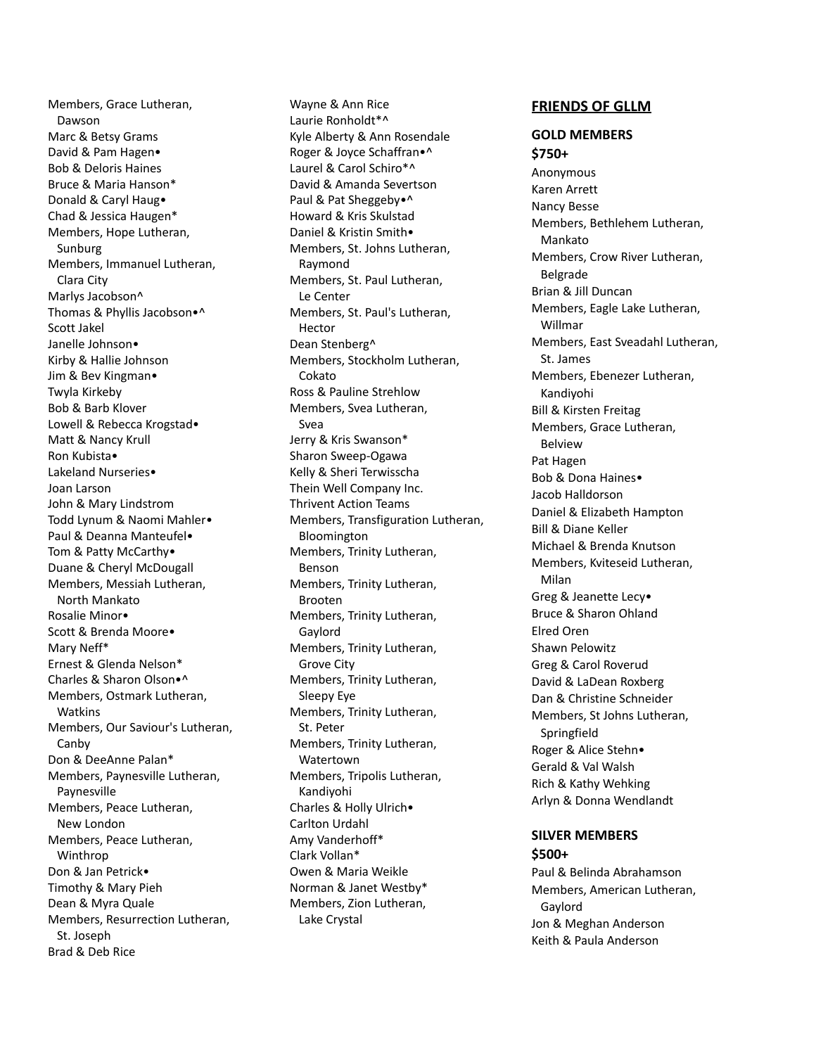Members, Grace Lutheran, Dawson
Marc & Betsy Grams
David & Pam Hagen•
Bob & Deloris Haines
Bruce & Maria Hanson*
Donald & Caryl Haug•
Chad & Jessica Haugen*
Members, Hope Lutheran, Sunburg
Members, Immanuel Lutheran, Clara City
Marlys Jacobson^
Thomas & Phyllis Jacobson•^
Scott Jakel
Janelle Johnson•
Kirby & Hallie Johnson
Jim & Bev Kingman•
Twyla Kirkeby
Bob & Barb Klover
Lowell & Rebecca Krogstad•
Matt & Nancy Krull
Ron Kubista•
Lakeland Nurseries•
Joan Larson
John & Mary Lindstrom
Todd Lynum & Naomi Mahler•
Paul & Deanna Manteufel•
Tom & Patty McCarthy•
Duane & Cheryl McDougall
Members, Messiah Lutheran, North Mankato
Rosalie Minor•
Scott & Brenda Moore•
Mary Neff*
Ernest & Glenda Nelson*
Charles & Sharon Olson•^
Members, Ostmark Lutheran, Watkins
Members, Our Saviour's Lutheran, Canby
Don & DeeAnne Palan*
Members, Paynesville Lutheran, Paynesville
Members, Peace Lutheran, New London
Members, Peace Lutheran, Winthrop
Don & Jan Petrick•
Timothy & Mary Pieh
Dean & Myra Quale
Members, Resurrection Lutheran, St. Joseph
Brad & Deb Rice
Wayne & Ann Rice
Laurie Ronholdt*^
Kyle Alberty & Ann Rosendale
Roger & Joyce Schaffran•^
Laurel & Carol Schiro*^
David & Amanda Severtson
Paul & Pat Sheggeby•^
Howard & Kris Skulstad
Daniel & Kristin Smith•
Members, St. Johns Lutheran, Raymond
Members, St. Paul Lutheran, Le Center
Members, St. Paul's Lutheran, Hector
Dean Stenberg^
Members, Stockholm Lutheran, Cokato
Ross & Pauline Strehlow
Members, Svea Lutheran, Svea
Jerry & Kris Swanson*
Sharon Sweep-Ogawa
Kelly & Sheri Terwisscha
Thein Well Company Inc.
Thrivent Action Teams
Members, Transfiguration Lutheran, Bloomington
Members, Trinity Lutheran, Benson
Members, Trinity Lutheran, Brooten
Members, Trinity Lutheran, Gaylord
Members, Trinity Lutheran, Grove City
Members, Trinity Lutheran, Sleepy Eye
Members, Trinity Lutheran, St. Peter
Members, Trinity Lutheran, Watertown
Members, Tripolis Lutheran, Kandiyohi
Charles & Holly Ulrich•
Carlton Urdahl
Amy Vanderhoff*
Clark Vollan*
Owen & Maria Weikle
Norman & Janet Westby*
Members, Zion Lutheran, Lake Crystal

## FRIENDS OF GLLM

### GOLD MEMBERS
### $750+

Anonymous
Karen Arrett
Nancy Besse
Members, Bethlehem Lutheran, Mankato
Members, Crow River Lutheran, Belgrade
Brian & Jill Duncan
Members, Eagle Lake Lutheran, Willmar
Members, East Sveadahl Lutheran, St. James
Members, Ebenezer Lutheran, Kandiyohi
Bill & Kirsten Freitag
Members, Grace Lutheran, Belview
Pat Hagen
Bob & Dona Haines•
Jacob Halldorson
Daniel & Elizabeth Hampton
Bill & Diane Keller
Michael & Brenda Knutson
Members, Kviteseid Lutheran, Milan
Greg & Jeanette Lecy•
Bruce & Sharon Ohland
Elred Oren
Shawn Pelowitz
Greg & Carol Roverud
David & LaDean Roxberg
Dan & Christine Schneider
Members, St Johns Lutheran, Springfield
Roger & Alice Stehn•
Gerald & Val Walsh
Rich & Kathy Wehking
Arlyn & Donna Wendlandt

### SILVER MEMBERS
### $500+

Paul & Belinda Abrahamson
Members, American Lutheran, Gaylord
Jon & Meghan Anderson
Keith & Paula Anderson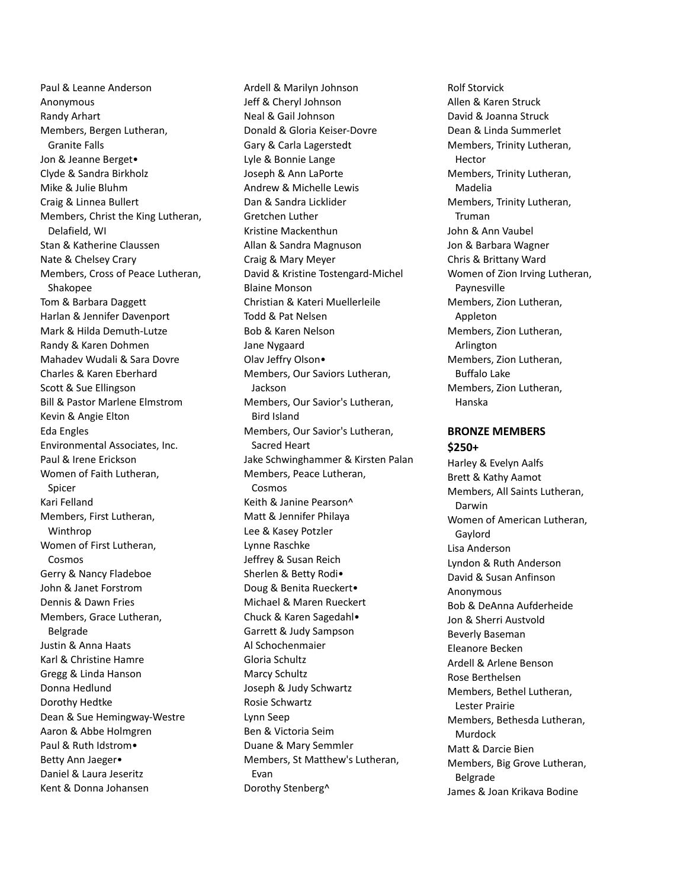Paul & Leanne Anderson
Anonymous
Randy Arhart
Members, Bergen Lutheran,
  Granite Falls
Jon & Jeanne Berget•
Clyde & Sandra Birkholz
Mike & Julie Bluhm
Craig & Linnea Bullert
Members, Christ the King Lutheran,
  Delafield, WI
Stan & Katherine Claussen
Nate & Chelsey Crary
Members, Cross of Peace Lutheran,
  Shakopee
Tom & Barbara Daggett
Harlan & Jennifer Davenport
Mark & Hilda Demuth-Lutze
Randy & Karen Dohmen
Mahadev Wudali & Sara Dovre
Charles & Karen Eberhard
Scott & Sue Ellingson
Bill & Pastor Marlene Elmstrom
Kevin & Angie Elton
Eda Engles
Environmental Associates, Inc.
Paul & Irene Erickson
Women of Faith Lutheran,
  Spicer
Kari Felland
Members, First Lutheran,
  Winthrop
Women of First Lutheran,
  Cosmos
Gerry & Nancy Fladeboe
John & Janet Forstrom
Dennis & Dawn Fries
Members, Grace Lutheran,
  Belgrade
Justin & Anna Haats
Karl & Christine Hamre
Gregg & Linda Hanson
Donna Hedlund
Dorothy Hedtke
Dean & Sue Hemingway-Westre
Aaron & Abbe Holmgren
Paul & Ruth Idstrom•
Betty Ann Jaeger•
Daniel & Laura Jeseritz
Kent & Donna Johansen
Ardell & Marilyn Johnson
Jeff & Cheryl Johnson
Neal & Gail Johnson
Donald & Gloria Keiser-Dovre
Gary & Carla Lagerstedt
Lyle & Bonnie Lange
Joseph & Ann LaPorte
Andrew & Michelle Lewis
Dan & Sandra Licklider
Gretchen Luther
Kristine Mackenthun
Allan & Sandra Magnuson
Craig & Mary Meyer
David & Kristine Tostengard-Michel
Blaine Monson
Christian & Kateri Muellerleile
Todd & Pat Nelsen
Bob & Karen Nelson
Jane Nygaard
Olav Jeffry Olson•
Members, Our Saviors Lutheran,
  Jackson
Members, Our Savior's Lutheran,
  Bird Island
Members, Our Savior's Lutheran,
  Sacred Heart
Jake Schwinghammer & Kirsten Palan
Members, Peace Lutheran,
  Cosmos
Keith & Janine Pearson^
Matt & Jennifer Philaya
Lee & Kasey Potzler
Lynne Raschke
Jeffrey & Susan Reich
Sherlen & Betty Rodi•
Doug & Benita Rueckert•
Michael & Maren Rueckert
Chuck & Karen Sagedahl•
Garrett & Judy Sampson
Al Schochenmaier
Gloria Schultz
Marcy Schultz
Joseph & Judy Schwartz
Rosie Schwartz
Lynn Seep
Ben & Victoria Seim
Duane & Mary Semmler
Members, St Matthew's Lutheran,
  Evan
Dorothy Stenberg^
Rolf Storvick
Allen & Karen Struck
David & Joanna Struck
Dean & Linda Summerlet
Members, Trinity Lutheran,
  Hector
Members, Trinity Lutheran,
  Madelia
Members, Trinity Lutheran,
  Truman
John & Ann Vaubel
Jon & Barbara Wagner
Chris & Brittany Ward
Women of Zion Irving Lutheran,
  Paynesville
Members, Zion Lutheran,
  Appleton
Members, Zion Lutheran,
  Arlington
Members, Zion Lutheran,
  Buffalo Lake
Members, Zion Lutheran,
  Hanska

**BRONZE MEMBERS**
**$250+**

Harley & Evelyn Aalfs
Brett & Kathy Aamot
Members, All Saints Lutheran,
  Darwin
Women of American Lutheran,
  Gaylord
Lisa Anderson
Lyndon & Ruth Anderson
David & Susan Anfinson
Anonymous
Bob & DeAnna Aufderheide
Jon & Sherri Austvold
Beverly Baseman
Eleanore Becken
Ardell & Arlene Benson
Rose Berthelsen
Members, Bethel Lutheran,
  Lester Prairie
Members, Bethesda Lutheran,
  Murdock
Matt & Darcie Bien
Members, Big Grove Lutheran,
  Belgrade
James & Joan Krikava Bodine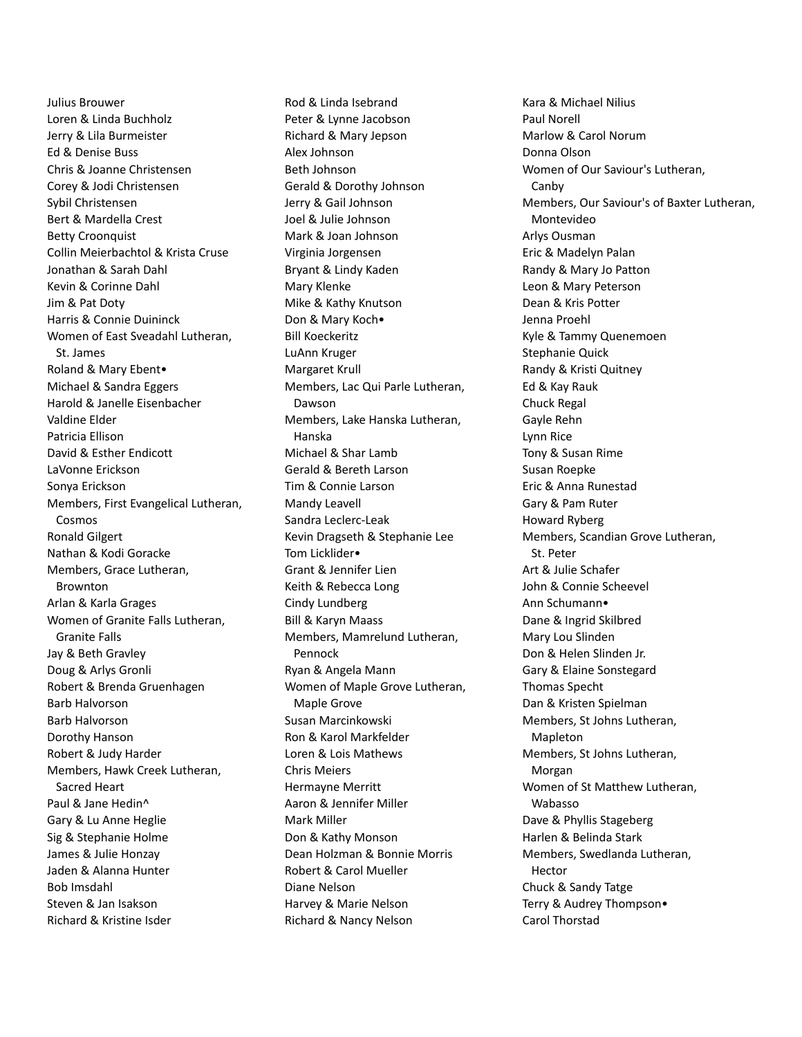Julius Brouwer
Loren & Linda Buchholz
Jerry & Lila Burmeister
Ed & Denise Buss
Chris & Joanne Christensen
Corey & Jodi Christensen
Sybil Christensen
Bert & Mardella Crest
Betty Croonquist
Collin Meierbachtol & Krista Cruse
Jonathan & Sarah Dahl
Kevin & Corinne Dahl
Jim & Pat Doty
Harris & Connie Duininck
Women of East Sveadahl Lutheran,
  St. James
Roland & Mary Ebent•
Michael & Sandra Eggers
Harold & Janelle Eisenbacher
Valdine Elder
Patricia Ellison
David & Esther Endicott
LaVonne Erickson
Sonya Erickson
Members, First Evangelical Lutheran,
  Cosmos
Ronald Gilgert
Nathan & Kodi Goracke
Members, Grace Lutheran,
  Brownton
Arlan & Karla Grages
Women of Granite Falls Lutheran,
  Granite Falls
Jay & Beth Gravley
Doug & Arlys Gronli
Robert & Brenda Gruenhagen
Barb Halvorson
Barb Halvorson
Dorothy Hanson
Robert & Judy Harder
Members, Hawk Creek Lutheran,
  Sacred Heart
Paul & Jane Hedin^
Gary & Lu Anne Heglie
Sig & Stephanie Holme
James & Julie Honzay
Jaden & Alanna Hunter
Bob Imsdahl
Steven & Jan Isakson
Richard & Kristine Isder

Rod & Linda Isebrand
Peter & Lynne Jacobson
Richard & Mary Jepson
Alex Johnson
Beth Johnson
Gerald & Dorothy Johnson
Jerry & Gail Johnson
Joel & Julie Johnson
Mark & Joan Johnson
Virginia Jorgensen
Bryant & Lindy Kaden
Mary Klenke
Mike & Kathy Knutson
Don & Mary Koch•
Bill Koeckeritz
LuAnn Kruger
Margaret Krull
Members, Lac Qui Parle Lutheran,
  Dawson
Members, Lake Hanska Lutheran,
  Hanska
Michael & Shar Lamb
Gerald & Bereth Larson
Tim & Connie Larson
Mandy Leavell
Sandra Leclerc-Leak
Kevin Dragseth & Stephanie Lee
Tom Licklider•
Grant & Jennifer Lien
Keith & Rebecca Long
Cindy Lundberg
Bill & Karyn Maass
Members, Mamrelund Lutheran,
  Pennock
Ryan & Angela Mann
Women of Maple Grove Lutheran,
  Maple Grove
Susan Marcinkowski
Ron & Karol Markfelder
Loren & Lois Mathews
Chris Meiers
Hermayne Merritt
Aaron & Jennifer Miller
Mark Miller
Don & Kathy Monson
Dean Holzman & Bonnie Morris
Robert & Carol Mueller
Diane Nelson
Harvey & Marie Nelson
Richard & Nancy Nelson

Kara & Michael Nilius
Paul Norell
Marlow & Carol Norum
Donna Olson
Women of Our Saviour's Lutheran,
  Canby
Members, Our Saviour's of Baxter Lutheran,
  Montevideo
Arlys Ousman
Eric & Madelyn Palan
Randy & Mary Jo Patton
Leon & Mary Peterson
Dean & Kris Potter
Jenna Proehl
Kyle & Tammy Quenemoen
Stephanie Quick
Randy & Kristi Quitney
Ed & Kay Rauk
Chuck Regal
Gayle Rehn
Lynn Rice
Tony & Susan Rime
Susan Roepke
Eric & Anna Runestad
Gary & Pam Ruter
Howard Ryberg
Members, Scandian Grove Lutheran,
  St. Peter
Art & Julie Schafer
John & Connie Scheevel
Ann Schumann•
Dane & Ingrid Skilbred
Mary Lou Slinden
Don & Helen Slinden Jr.
Gary & Elaine Sonstegard
Thomas Specht
Dan & Kristen Spielman
Members, St Johns Lutheran,
  Mapleton
Members, St Johns Lutheran,
  Morgan
Women of St Matthew Lutheran,
  Wabasso
Dave & Phyllis Stageberg
Harlen & Belinda Stark
Members, Swedlanda Lutheran,
  Hector
Chuck & Sandy Tatge
Terry & Audrey Thompson•
Carol Thorstad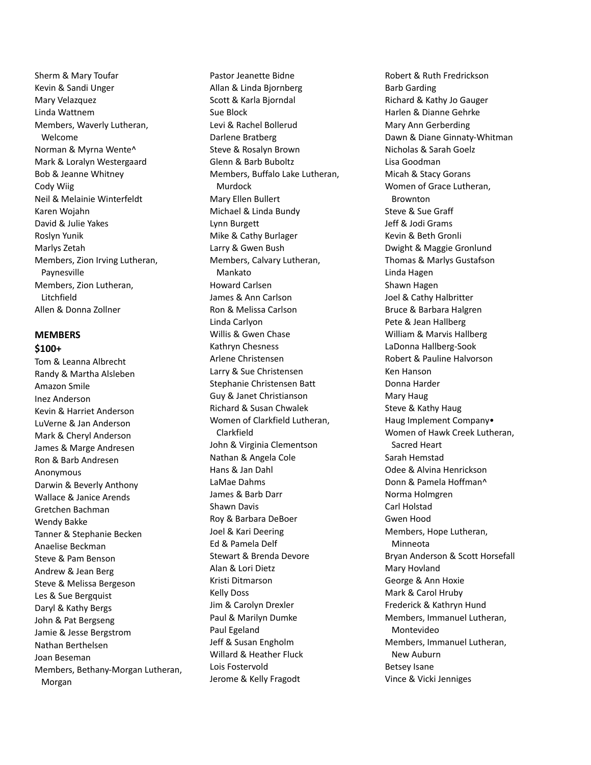Sherm & Mary Toufar
Kevin & Sandi Unger
Mary Velazquez
Linda Wattnem
Members, Waverly Lutheran, Welcome
Norman & Myrna Wente^
Mark & Loralyn Westergaard
Bob & Jeanne Whitney
Cody Wiig
Neil & Melainie Winterfeldt
Karen Wojahn
David & Julie Yakes
Roslyn Yunik
Marlys Zetah
Members, Zion Irving Lutheran, Paynesville
Members, Zion Lutheran, Litchfield
Allen & Donna Zollner

**MEMBERS**

**$100+**

Tom & Leanna Albrecht
Randy & Martha Alsleben
Amazon Smile
Inez Anderson
Kevin & Harriet Anderson
LuVerne & Jan Anderson
Mark & Cheryl Anderson
James & Marge Andresen
Ron & Barb Andresen
Anonymous
Darwin & Beverly Anthony
Wallace & Janice Arends
Gretchen Bachman
Wendy Bakke
Tanner & Stephanie Becken
Anaelise Beckman
Steve & Pam Benson
Andrew & Jean Berg
Steve & Melissa Bergeson
Les & Sue Bergquist
Daryl & Kathy Bergs
John & Pat Bergseng
Jamie & Jesse Bergstrom
Nathan Berthelsen
Joan Beseman
Members, Bethany-Morgan Lutheran, Morgan
Pastor Jeanette Bidne
Allan & Linda Bjornberg
Scott & Karla Bjorndal
Sue Block
Levi & Rachel Bollerud
Darlene Bratberg
Steve & Rosalyn Brown
Glenn & Barb Buboltz
Members, Buffalo Lake Lutheran, Murdock
Mary Ellen Bullert
Michael & Linda Bundy
Lynn Burgett
Mike & Cathy Burlager
Larry & Gwen Bush
Members, Calvary Lutheran, Mankato
Howard Carlsen
James & Ann Carlson
Ron & Melissa Carlson
Linda Carlyon
Willis & Gwen Chase
Kathryn Chesness
Arlene Christensen
Larry & Sue Christensen
Stephanie Christensen Batt
Guy & Janet Christianson
Richard & Susan Chwalek
Women of Clarkfield Lutheran, Clarkfield
John & Virginia Clementson
Nathan & Angela Cole
Hans & Jan Dahl
LaMae Dahms
James & Barb Darr
Shawn Davis
Roy & Barbara DeBoer
Joel & Kari Deering
Ed & Pamela Delf
Stewart & Brenda Devore
Alan & Lori Dietz
Kristi Ditmarson
Kelly Doss
Jim & Carolyn Drexler
Paul & Marilyn Dumke
Paul Egeland
Jeff & Susan Engholm
Willard & Heather Fluck
Lois Fostervold
Jerome & Kelly Fragodt
Robert & Ruth Fredrickson
Barb Garding
Richard & Kathy Jo Gauger
Harlen & Dianne Gehrke
Mary Ann Gerberding
Dawn & Diane Ginnaty-Whitman
Nicholas & Sarah Goelz
Lisa Goodman
Micah & Stacy Gorans
Women of Grace Lutheran, Brownton
Steve & Sue Graff
Jeff & Jodi Grams
Kevin & Beth Gronli
Dwight & Maggie Gronlund
Thomas & Marlys Gustafson
Linda Hagen
Shawn Hagen
Joel & Cathy Halbritter
Bruce & Barbara Halgren
Pete & Jean Hallberg
William & Marvis Hallberg
LaDonna Hallberg-Sook
Robert & Pauline Halvorson
Ken Hanson
Donna Harder
Mary Haug
Steve & Kathy Haug
Haug Implement Company•
Women of Hawk Creek Lutheran, Sacred Heart
Sarah Hemstad
Odee & Alvina Henrickson
Donn & Pamela Hoffman^
Norma Holmgren
Carl Holstad
Gwen Hood
Members, Hope Lutheran, Minneota
Bryan Anderson & Scott Horsefall
Mary Hovland
George & Ann Hoxie
Mark & Carol Hruby
Frederick & Kathryn Hund
Members, Immanuel Lutheran, Montevideo
Members, Immanuel Lutheran, New Auburn
Betsey Isane
Vince & Vicki Jenniges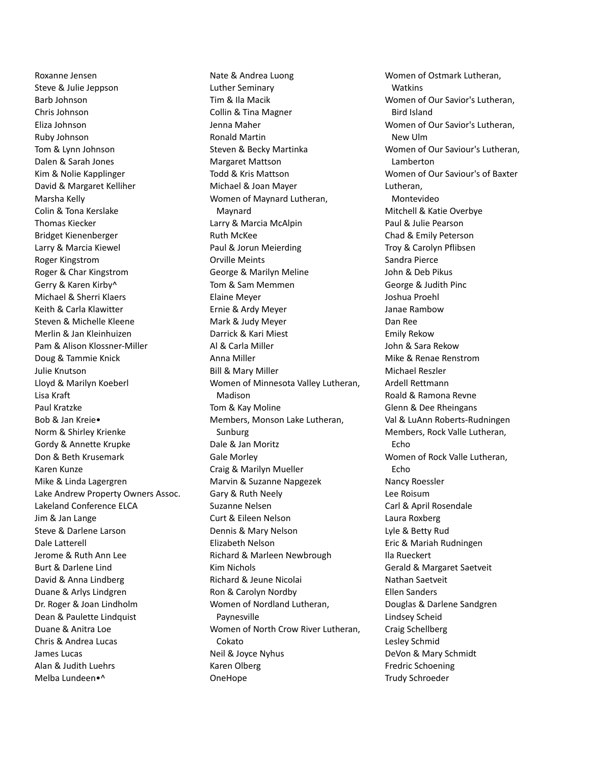Roxanne Jensen
Steve & Julie Jeppson
Barb Johnson
Chris Johnson
Eliza Johnson
Ruby Johnson
Tom & Lynn Johnson
Dalen & Sarah Jones
Kim & Nolie Kapplinger
David & Margaret Kelliher
Marsha Kelly
Colin & Tona Kerslake
Thomas Kiecker
Bridget Kienenberger
Larry & Marcia Kiewel
Roger Kingstrom
Roger & Char Kingstrom
Gerry & Karen Kirby^
Michael & Sherri Klaers
Keith & Carla Klawitter
Steven & Michelle Kleene
Merlin & Jan Kleinhuizen
Pam & Alison Klossner-Miller
Doug & Tammie Knick
Julie Knutson
Lloyd & Marilyn Koeberl
Lisa Kraft
Paul Kratzke
Bob & Jan Kreie•
Norm & Shirley Krienke
Gordy & Annette Krupke
Don & Beth Krusemark
Karen Kunze
Mike & Linda Lagergren
Lake Andrew Property Owners Assoc.
Lakeland Conference ELCA
Jim & Jan Lange
Steve & Darlene Larson
Dale Latterell
Jerome & Ruth Ann Lee
Burt & Darlene Lind
David & Anna Lindberg
Duane & Arlys Lindgren
Dr. Roger & Joan Lindholm
Dean & Paulette Lindquist
Duane & Anitra Loe
Chris & Andrea Lucas
James Lucas
Alan & Judith Luehrs
Melba Lundeen•^

Nate & Andrea Luong
Luther Seminary
Tim & Ila Macik
Collin & Tina Magner
Jenna Maher
Ronald Martin
Steven & Becky Martinka
Margaret Mattson
Todd & Kris Mattson
Michael & Joan Mayer
Women of Maynard Lutheran, Maynard
Larry & Marcia McAlpin
Ruth McKee
Paul & Jorun Meierding
Orville Meints
George & Marilyn Meline
Tom & Sam Memmen
Elaine Meyer
Ernie & Ardy Meyer
Mark & Judy Meyer
Darrick & Kari Miest
Al & Carla Miller
Anna Miller
Bill & Mary Miller
Women of Minnesota Valley Lutheran, Madison
Tom & Kay Moline
Members, Monson Lake Lutheran, Sunburg
Dale & Jan Moritz
Gale Morley
Craig & Marilyn Mueller
Marvin & Suzanne Napgezek
Gary & Ruth Neely
Suzanne Nelsen
Curt & Eileen Nelson
Dennis & Mary Nelson
Elizabeth Nelson
Richard & Marleen Newbrough
Kim Nichols
Richard & Jeune Nicolai
Ron & Carolyn Nordby
Women of Nordland Lutheran, Paynesville
Women of North Crow River Lutheran, Cokato
Neil & Joyce Nyhus
Karen Olberg
OneHope

Women of Ostmark Lutheran, Watkins
Women of Our Savior's Lutheran, Bird Island
Women of Our Savior's Lutheran, New Ulm
Women of Our Saviour's Lutheran, Lamberton
Women of Our Saviour's of Baxter Lutheran, Montevideo
Mitchell & Katie Overbye
Paul & Julie Pearson
Chad & Emily Peterson
Troy & Carolyn Pflibsen
Sandra Pierce
John & Deb Pikus
George & Judith Pinc
Joshua Proehl
Janae Rambow
Dan Ree
Emily Rekow
John & Sara Rekow
Mike & Renae Renstrom
Michael Reszler
Ardell Rettmann
Roald & Ramona Revne
Glenn & Dee Rheingans
Val & LuAnn Roberts-Rudningen
Members, Rock Valle Lutheran, Echo
Women of Rock Valle Lutheran, Echo
Nancy Roessler
Lee Roisum
Carl & April Rosendale
Laura Roxberg
Lyle & Betty Rud
Eric & Mariah Rudningen
Ila Rueckert
Gerald & Margaret Saetveit
Nathan Saetveit
Ellen Sanders
Douglas & Darlene Sandgren
Lindsey Scheid
Craig Schellberg
Lesley Schmid
DeVon & Mary Schmidt
Fredric Schoening
Trudy Schroeder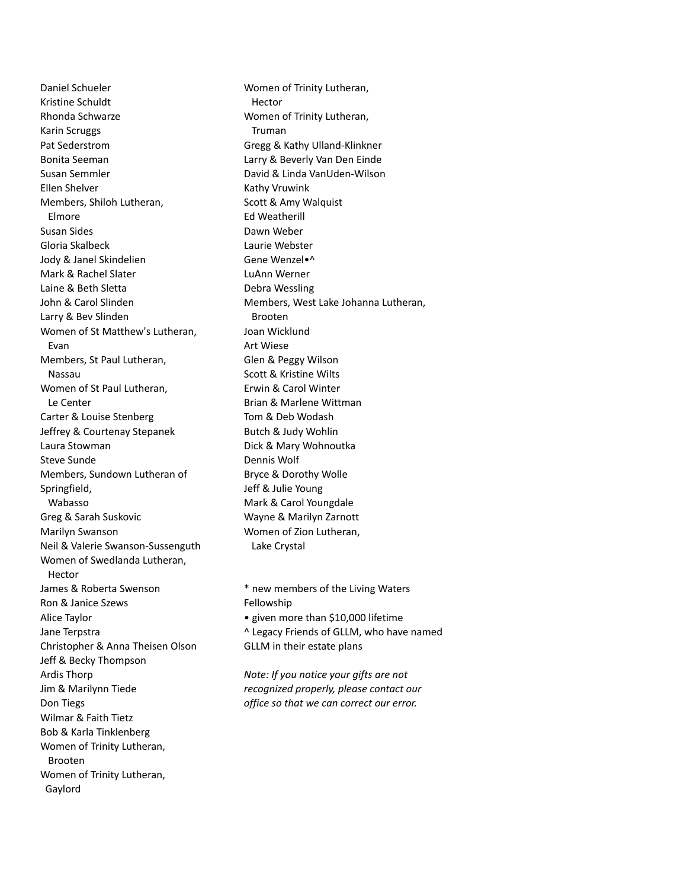Daniel Schueler
Kristine Schuldt
Rhonda Schwarze
Karin Scruggs
Pat Sederstrom
Bonita Seeman
Susan Semmler
Ellen Shelver
Members, Shiloh Lutheran,
  Elmore
Susan Sides
Gloria Skalbeck
Jody & Janel Skindelien
Mark & Rachel Slater
Laine & Beth Sletta
John & Carol Slinden
Larry & Bev Slinden
Women of St Matthew's Lutheran,
  Evan
Members, St Paul Lutheran,
  Nassau
Women of St Paul Lutheran,
  Le Center
Carter & Louise Stenberg
Jeffrey & Courtenay Stepanek
Laura Stowman
Steve Sunde
Members, Sundown Lutheran of Springfield,
  Wabasso
Greg & Sarah Suskovic
Marilyn Swanson
Neil & Valerie Swanson-Sussenguth
Women of Swedlanda Lutheran,
  Hector
James & Roberta Swenson
Ron & Janice Szews
Alice Taylor
Jane Terpstra
Christopher & Anna Theisen Olson
Jeff & Becky Thompson
Ardis Thorp
Jim & Marilynn Tiede
Don Tiegs
Wilmar & Faith Tietz
Bob & Karla Tinklenberg
Women of Trinity Lutheran,
  Brooten
Women of Trinity Lutheran,
  Gaylord
Women of Trinity Lutheran,
  Hector
Women of Trinity Lutheran,
  Truman
Gregg & Kathy Ulland-Klinkner
Larry & Beverly Van Den Einde
David & Linda VanUden-Wilson
Kathy Vruwink
Scott & Amy Walquist
Ed Weatherill
Dawn Weber
Laurie Webster
Gene Wenzel•^
LuAnn Werner
Debra Wessling
Members, West Lake Johanna Lutheran,
  Brooten
Joan Wicklund
Art Wiese
Glen & Peggy Wilson
Scott & Kristine Wilts
Erwin & Carol Winter
Brian & Marlene Wittman
Tom & Deb Wodash
Butch & Judy Wohlin
Dick & Mary Wohnoutka
Dennis Wolf
Bryce & Dorothy Wolle
Jeff & Julie Young
Mark & Carol Youngdale
Wayne & Marilyn Zarnott
Women of Zion Lutheran,
  Lake Crystal

* new members of the Living Waters Fellowship
• given more than $10,000 lifetime
^ Legacy Friends of GLLM, who have named GLLM in their estate plans

*Note: If you notice your gifts are not recognized properly, please contact our office so that we can correct our error.*